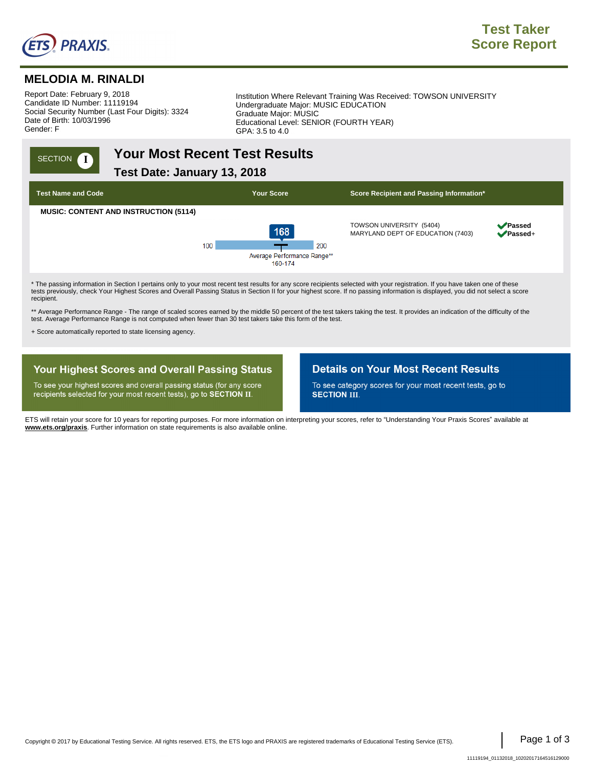ETS PRAXIS

# Test Taker Score Report

## MELODIA M. RINALDI

Report Date: February 9, 2018
Candidate ID Number: 11119194
Social Security Number (Last Four Digits): 3324
Date of Birth: 10/03/1996
Gender: F

Institution Where Relevant Training Was Received: TOWSON UNIVERSITY
Undergraduate Major: MUSIC EDUCATION
Graduate Major: MUSIC
Educational Level: SENIOR (FOURTH YEAR)
GPA: 3.5 to 4.0

SECTION I

## Your Most Recent Test Results

### Test Date: January 13, 2018

| Test Name and Code | Your Score | Score Recipient and Passing Information* | |
|---|---|---|---|
| MUSIC: CONTENT AND INSTRUCTION (5114) | 168 (scale 100–200) Average Performance Range** 160-174 | TOWSON UNIVERSITY (5404) | ✔Passed |
| | | MARYLAND DEPT OF EDUCATION (7403) | ✔Passed+ |

* The passing information in Section I pertains only to your most recent test results for any score recipients selected with your registration. If you have taken one of these tests previously, check Your Highest Scores and Overall Passing Status in Section II for your highest score. If no passing information is displayed, you did not select a score recipient.

** Average Performance Range - The range of scaled scores earned by the middle 50 percent of the test takers taking the test. It provides an indication of the difficulty of the test. Average Performance Range is not computed when fewer than 30 test takers take this form of the test.

+ Score automatically reported to state licensing agency.

### Your Highest Scores and Overall Passing Status

To see your highest scores and overall passing status (for any score recipients selected for your most recent tests), go to **SECTION II**.

### Details on Your Most Recent Results

To see category scores for your most recent tests, go to **SECTION III**.

ETS will retain your score for 10 years for reporting purposes. For more information on interpreting your scores, refer to "Understanding Your Praxis Scores" available at **www.ets.org/praxis**. Further information on state requirements is also available online.

Copyright © 2017 by Educational Testing Service. All rights reserved. ETS, the ETS logo and PRAXIS are registered trademarks of Educational Testing Service (ETS).

11119194_01132018_10202017164516129000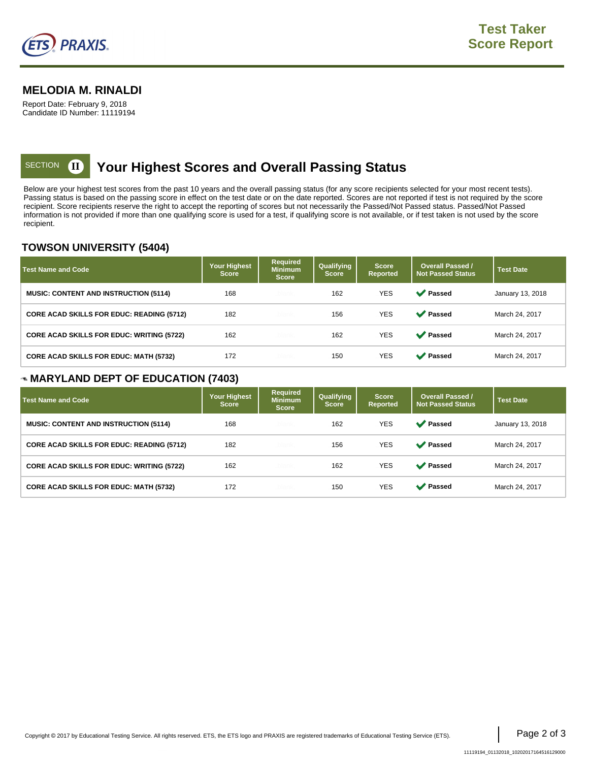# Test Taker Score Report

## MELODIA M. RINALDI

Report Date: February 9, 2018
Candidate ID Number: 11119194

## SECTION II Your Highest Scores and Overall Passing Status

Below are your highest test scores from the past 10 years and the overall passing status (for any score recipients selected for your most recent tests). Passing status is based on the passing score in effect on the test date or on the date reported. Scores are not reported if test is not required by the score recipient. Score recipients reserve the right to accept the reporting of scores but not necessarily the Passed/Not Passed status. Passed/Not Passed information is not provided if more than one qualifying score is used for a test, if qualifying score is not available, or if test taken is not used by the score recipient.

### TOWSON UNIVERSITY (5404)

| Test Name and Code | Your Highest Score | Required Minimum Score | Qualifying Score | Score Reported | Overall Passed / Not Passed Status | Test Date |
|---|---|---|---|---|---|---|
| MUSIC: CONTENT AND INSTRUCTION (5114) | 168 | | 162 | YES | ✔ Passed | January 13, 2018 |
| CORE ACAD SKILLS FOR EDUC: READING (5712) | 182 | | 156 | YES | ✔ Passed | March 24, 2017 |
| CORE ACAD SKILLS FOR EDUC: WRITING (5722) | 162 | | 162 | YES | ✔ Passed | March 24, 2017 |
| CORE ACAD SKILLS FOR EDUC: MATH (5732) | 172 | | 150 | YES | ✔ Passed | March 24, 2017 |

### MARYLAND DEPT OF EDUCATION (7403)

| Test Name and Code | Your Highest Score | Required Minimum Score | Qualifying Score | Score Reported | Overall Passed / Not Passed Status | Test Date |
|---|---|---|---|---|---|---|
| MUSIC: CONTENT AND INSTRUCTION (5114) | 168 | | 162 | YES | ✔ Passed | January 13, 2018 |
| CORE ACAD SKILLS FOR EDUC: READING (5712) | 182 | | 156 | YES | ✔ Passed | March 24, 2017 |
| CORE ACAD SKILLS FOR EDUC: WRITING (5722) | 162 | | 162 | YES | ✔ Passed | March 24, 2017 |
| CORE ACAD SKILLS FOR EDUC: MATH (5732) | 172 | | 150 | YES | ✔ Passed | March 24, 2017 |

Copyright © 2017 by Educational Testing Service. All rights reserved. ETS, the ETS logo and PRAXIS are registered trademarks of Educational Testing Service (ETS).

11119194_01132018_10202017164516129000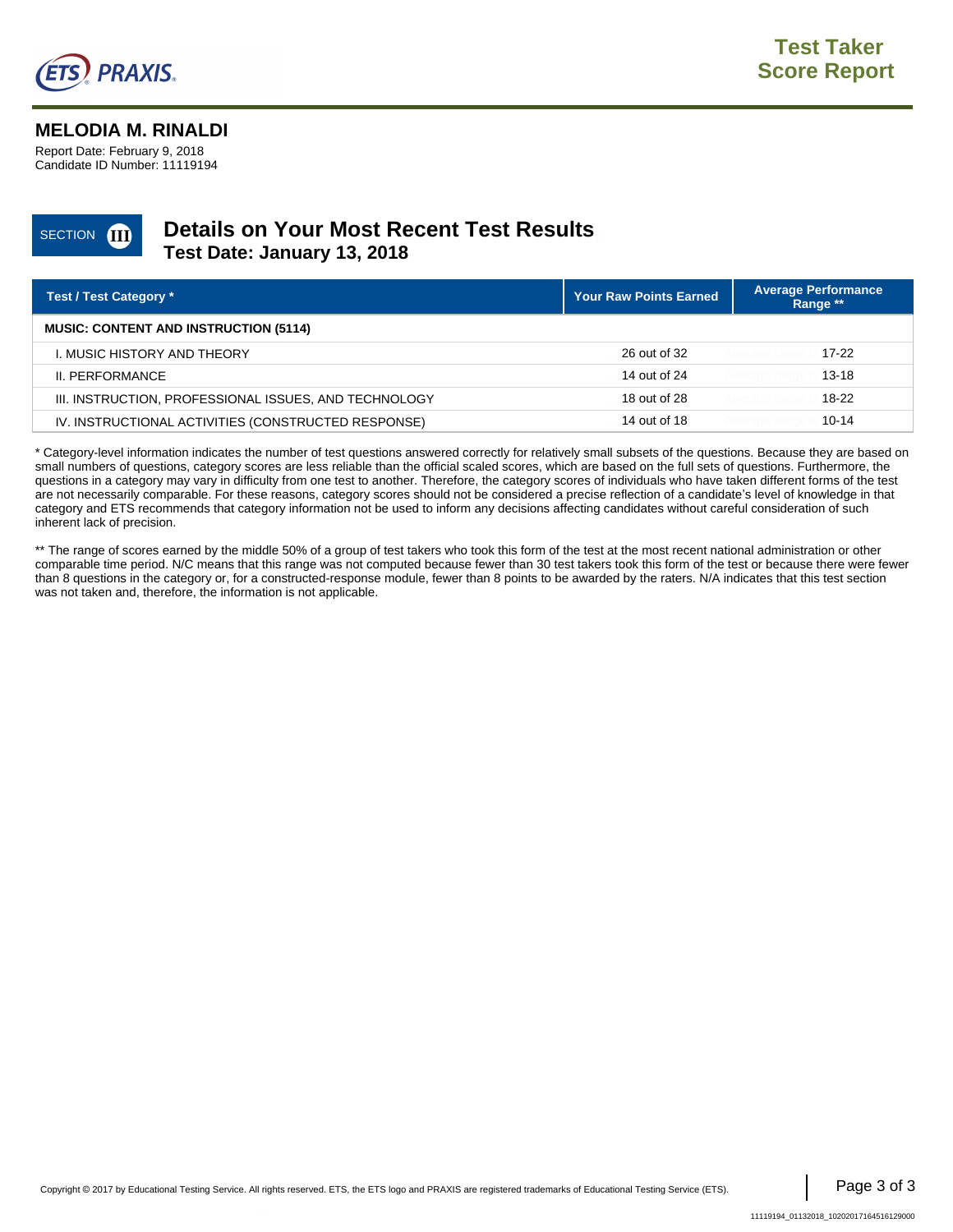ETS PRAXIS

# Test Taker Score Report

## MELODIA M. RINALDI

Report Date: February 9, 2018
Candidate ID Number: 11119194

## SECTION III Details on Your Most Recent Test Results

### Test Date: January 13, 2018

| Test / Test Category * | Your Raw Points Earned | Average Performance Range ** |
|---|---|---|
| **MUSIC: CONTENT AND INSTRUCTION (5114)** | | |
| I. MUSIC HISTORY AND THEORY | 26 out of 32 | 17-22 |
| II. PERFORMANCE | 14 out of 24 | 13-18 |
| III. INSTRUCTION, PROFESSIONAL ISSUES, AND TECHNOLOGY | 18 out of 28 | 18-22 |
| IV. INSTRUCTIONAL ACTIVITIES (CONSTRUCTED RESPONSE) | 14 out of 18 | 10-14 |

* Category-level information indicates the number of test questions answered correctly for relatively small subsets of the questions. Because they are based on small numbers of questions, category scores are less reliable than the official scaled scores, which are based on the full sets of questions. Furthermore, the questions in a category may vary in difficulty from one test to another. Therefore, the category scores of individuals who have taken different forms of the test are not necessarily comparable. For these reasons, category scores should not be considered a precise reflection of a candidate's level of knowledge in that category and ETS recommends that category information not be used to inform any decisions affecting candidates without careful consideration of such inherent lack of precision.

** The range of scores earned by the middle 50% of a group of test takers who took this form of the test at the most recent national administration or other comparable time period. N/C means that this range was not computed because fewer than 30 test takers took this form of the test or because there were fewer than 8 questions in the category or, for a constructed-response module, fewer than 8 points to be awarded by the raters. N/A indicates that this test section was not taken and, therefore, the information is not applicable.

Copyright © 2017 by Educational Testing Service. All rights reserved. ETS, the ETS logo and PRAXIS are registered trademarks of Educational Testing Service (ETS).

11119194_01132018_10202017164516129000